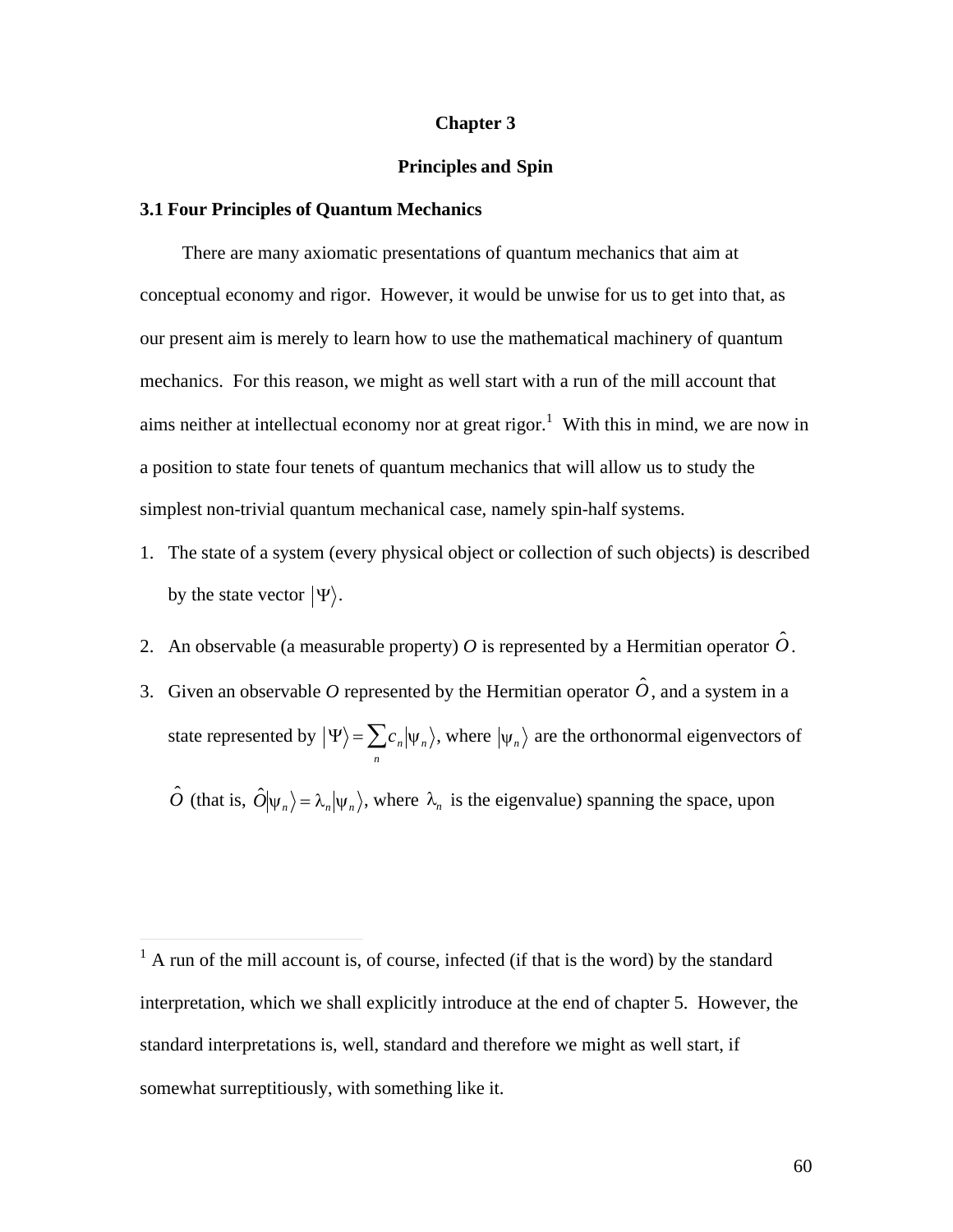# Chapter 3

# Principles and Spin

## 3.1 Four Principles of Quantum Mechanics

There are many axiomatic presentations of quantum mechanics that aim at conceptual economy and rigor. However, it would be unwise for us to get into that, as our present aim is merely to learn how to use the mathematical machinery of quantum mechanics. For this reason, we might as well start with a run of the mill account that aims neither at intellectual economy nor at great rigor.[1] With this in mind, we are now in a position to state four tenets of quantum mechanics that will allow us to study the simplest non-trivial quantum mechanical case, namely spin-half systems.

1. The state of a system (every physical object or collection of such objects) is described by the state vector $|\Psi\rangle$.
2. An observable (a measurable property) *O* is represented by a Hermitian operator $\hat{O}$.
3. Given an observable *O* represented by the Hermitian operator $\hat{O}$, and a system in a state represented by $|\Psi\rangle = \sum_n c_n |\psi_n\rangle$, where $|\psi_n\rangle$ are the orthonormal eigenvectors of $\hat{O}$ (that is, $\hat{O}|\psi_n\rangle = \lambda_n |\psi_n\rangle$, where $\lambda_n$ is the eigenvalue) spanning the space, upon

---

[1] A run of the mill account is, of course, infected (if that is the word) by the standard interpretation, which we shall explicitly introduce at the end of chapter 5. However, the standard interpretations is, well, standard and therefore we might as well start, if somewhat surreptitiously, with something like it.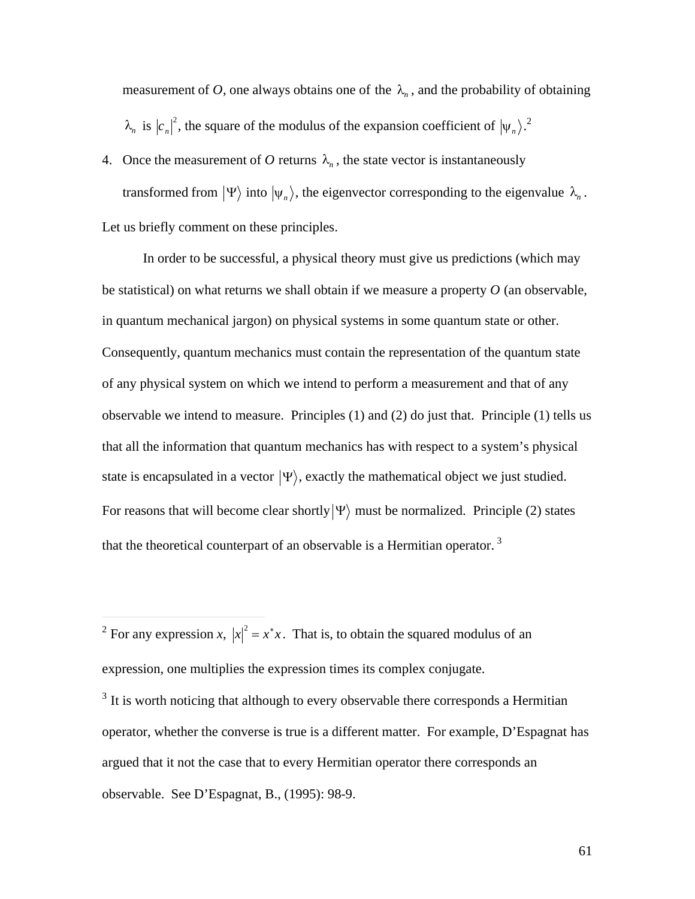measurement of $O$, one always obtains one of the $\lambda_n$, and the probability of obtaining $\lambda_n$ is $|c_n|^2$, the square of the modulus of the expansion coefficient of $|\psi_n\rangle$.[2]

4. Once the measurement of $O$ returns $\lambda_n$, the state vector is instantaneously transformed from $|\Psi\rangle$ into $|\psi_n\rangle$, the eigenvector corresponding to the eigenvalue $\lambda_n$.

Let us briefly comment on these principles.

In order to be successful, a physical theory must give us predictions (which may be statistical) on what returns we shall obtain if we measure a property $O$ (an observable, in quantum mechanical jargon) on physical systems in some quantum state or other. Consequently, quantum mechanics must contain the representation of the quantum state of any physical system on which we intend to perform a measurement and that of any observable we intend to measure. Principles (1) and (2) do just that. Principle (1) tells us that all the information that quantum mechanics has with respect to a system's physical state is encapsulated in a vector $|\Psi\rangle$, exactly the mathematical object we just studied. For reasons that will become clear shortly $|\Psi\rangle$ must be normalized. Principle (2) states that the theoretical counterpart of an observable is a Hermitian operator.[3]

---

[2] For any expression $x$, $|x|^2 = x^* x$. That is, to obtain the squared modulus of an expression, one multiplies the expression times its complex conjugate.

[3] It is worth noticing that although to every observable there corresponds a Hermitian operator, whether the converse is true is a different matter. For example, D'Espagnat has argued that it not the case that to every Hermitian operator there corresponds an observable. See D'Espagnat, B., (1995): 98-9.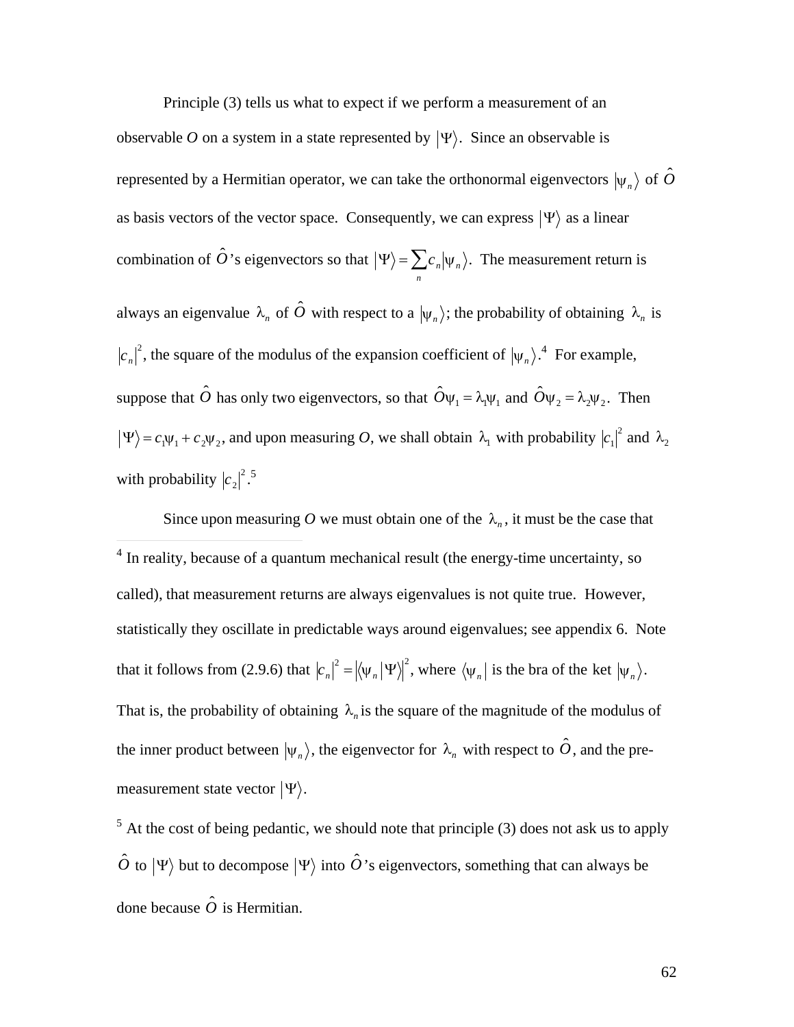Principle (3) tells us what to expect if we perform a measurement of an observable *O* on a system in a state represented by $|\Psi\rangle$. Since an observable is represented by a Hermitian operator, we can take the orthonormal eigenvectors $|\psi_n\rangle$ of $\hat{O}$ as basis vectors of the vector space. Consequently, we can express $|\Psi\rangle$ as a linear combination of $\hat{O}$'s eigenvectors so that $|\Psi\rangle = \sum_n c_n |\psi_n\rangle$. The measurement return is always an eigenvalue $\lambda_n$ of $\hat{O}$ with respect to a $|\psi_n\rangle$; the probability of obtaining $\lambda_n$ is $|c_n|^2$, the square of the modulus of the expansion coefficient of $|\psi_n\rangle$.[4] For example, suppose that $\hat{O}$ has only two eigenvectors, so that $\hat{O}\psi_1 = \lambda_1\psi_1$ and $\hat{O}\psi_2 = \lambda_2\psi_2$. Then $|\Psi\rangle = c_1\psi_1 + c_2\psi_2$, and upon measuring *O*, we shall obtain $\lambda_1$ with probability $|c_1|^2$ and $\lambda_2$ with probability $|c_2|^2$.[5]

Since upon measuring *O* we must obtain one of the $\lambda_n$, it must be the case that

---

[4] In reality, because of a quantum mechanical result (the energy-time uncertainty, so called), that measurement returns are always eigenvalues is not quite true. However, statistically they oscillate in predictable ways around eigenvalues; see appendix 6. Note that it follows from (2.9.6) that $|c_n|^2 = |\langle\psi_n|\Psi\rangle|^2$, where $\langle\psi_n|$ is the bra of the ket $|\psi_n\rangle$. That is, the probability of obtaining $\lambda_n$ is the square of the magnitude of the modulus of the inner product between $|\psi_n\rangle$, the eigenvector for $\lambda_n$ with respect to $\hat{O}$, and the pre-measurement state vector $|\Psi\rangle$.

[5] At the cost of being pedantic, we should note that principle (3) does not ask us to apply $\hat{O}$ to $|\Psi\rangle$ but to decompose $|\Psi\rangle$ into $\hat{O}$'s eigenvectors, something that can always be done because $\hat{O}$ is Hermitian.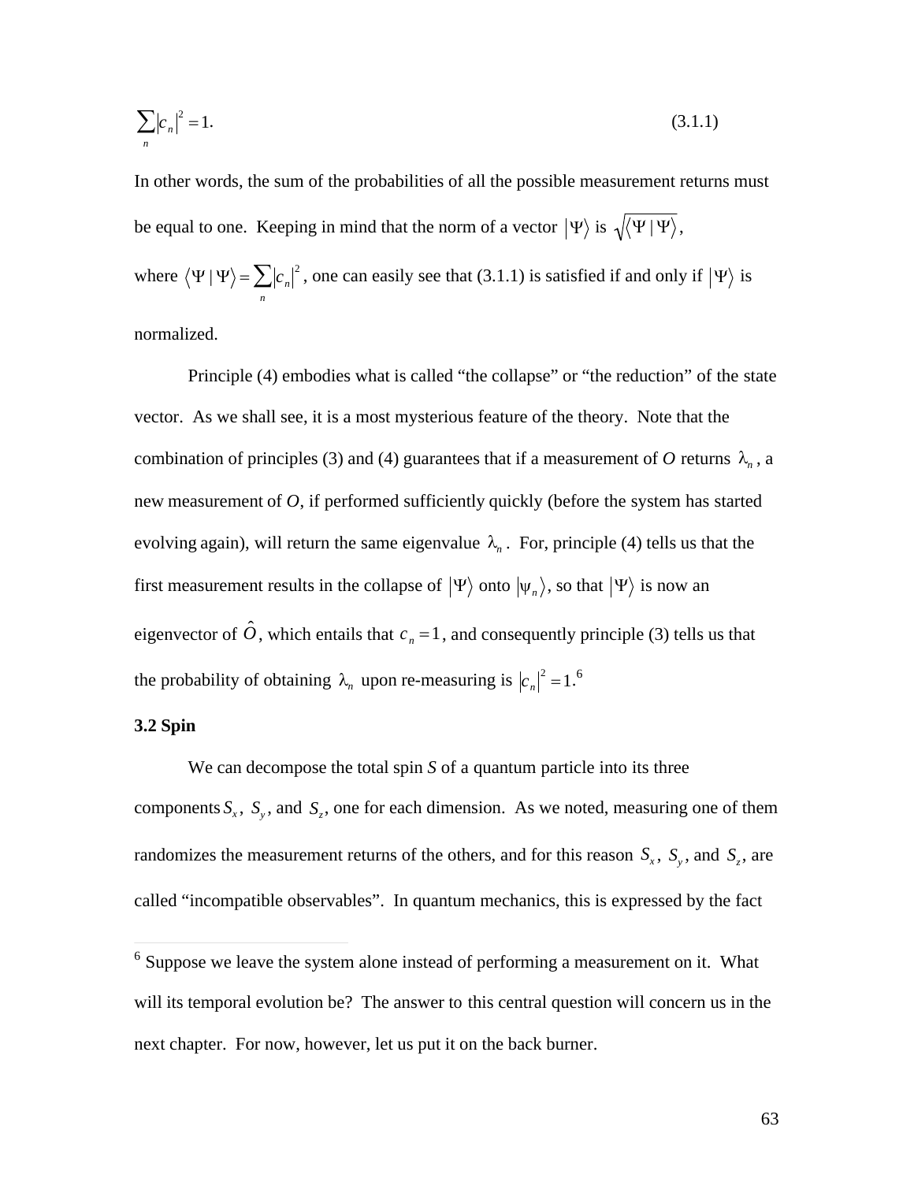$$\sum_n |c_n|^2 = 1. \tag{3.1.1}$$

In other words, the sum of the probabilities of all the possible measurement returns must be equal to one. Keeping in mind that the norm of a vector $|\Psi\rangle$ is $\sqrt{\langle\Psi \mid \Psi\rangle}$, where $\langle\Psi \mid \Psi\rangle = \sum_n |c_n|^2$, one can easily see that (3.1.1) is satisfied if and only if $|\Psi\rangle$ is normalized.

Principle (4) embodies what is called "the collapse" or "the reduction" of the state vector. As we shall see, it is a most mysterious feature of the theory. Note that the combination of principles (3) and (4) guarantees that if a measurement of *O* returns $\lambda_n$, a new measurement of *O*, if performed sufficiently quickly (before the system has started evolving again), will return the same eigenvalue $\lambda_n$. For, principle (4) tells us that the first measurement results in the collapse of $|\Psi\rangle$ onto $|\psi_n\rangle$, so that $|\Psi\rangle$ is now an eigenvector of $\hat{O}$, which entails that $c_n = 1$, and consequently principle (3) tells us that the probability of obtaining $\lambda_n$ upon re-measuring is $|c_n|^2 = 1$.[6]

### 3.2 Spin

We can decompose the total spin *S* of a quantum particle into its three components $S_x$, $S_y$, and $S_z$, one for each dimension. As we noted, measuring one of them randomizes the measurement returns of the others, and for this reason $S_x$, $S_y$, and $S_z$, are called "incompatible observables". In quantum mechanics, this is expressed by the fact

---

[6] Suppose we leave the system alone instead of performing a measurement on it. What will its temporal evolution be? The answer to this central question will concern us in the next chapter. For now, however, let us put it on the back burner.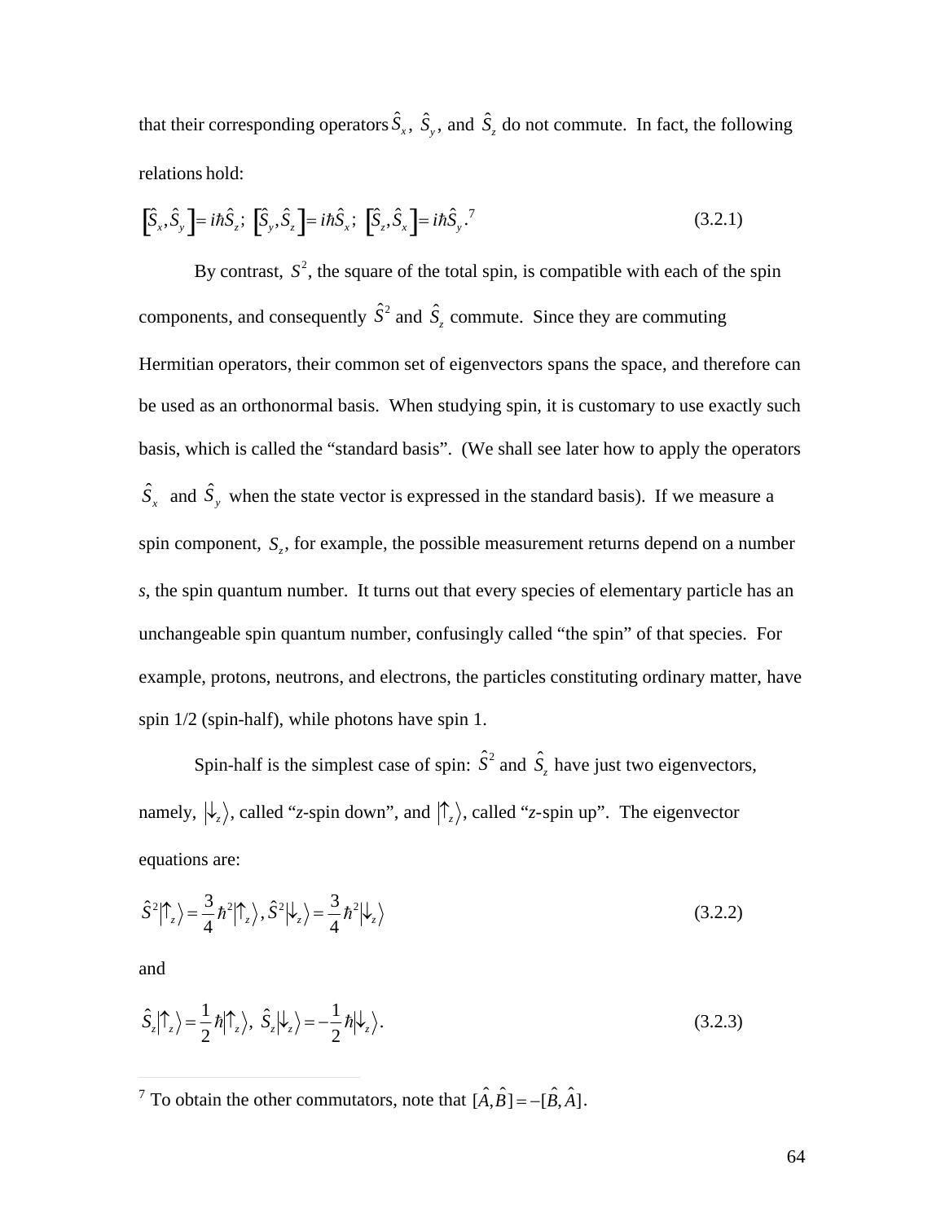that their corresponding operators $\hat{S}_x$, $\hat{S}_y$, and $\hat{S}_z$ do not commute. In fact, the following relations hold:

$$\left[\hat{S}_x, \hat{S}_y\right] = i\hbar\hat{S}_z;\ \left[\hat{S}_y, \hat{S}_z\right] = i\hbar\hat{S}_x;\ \left[\hat{S}_z, \hat{S}_x\right] = i\hbar\hat{S}_y. \tag{3.2.1}$$ [7]

By contrast, $S^2$, the square of the total spin, is compatible with each of the spin components, and consequently $\hat{S}^2$ and $\hat{S}_z$ commute. Since they are commuting Hermitian operators, their common set of eigenvectors spans the space, and therefore can be used as an orthonormal basis. When studying spin, it is customary to use exactly such basis, which is called the "standard basis". (We shall see later how to apply the operators $\hat{S}_x$ and $\hat{S}_y$ when the state vector is expressed in the standard basis). If we measure a spin component, $S_z$, for example, the possible measurement returns depend on a number *s*, the spin quantum number. It turns out that every species of elementary particle has an unchangeable spin quantum number, confusingly called "the spin" of that species. For example, protons, neutrons, and electrons, the particles constituting ordinary matter, have spin 1/2 (spin-half), while photons have spin 1.

Spin-half is the simplest case of spin: $\hat{S}^2$ and $\hat{S}_z$ have just two eigenvectors, namely, $|\downarrow_z\rangle$, called "*z*-spin down", and $|\uparrow_z\rangle$, called "*z*-spin up". The eigenvector equations are:

$$\hat{S}^2|\uparrow_z\rangle = \frac{3}{4}\hbar^2|\uparrow_z\rangle, \hat{S}^2|\downarrow_z\rangle = \frac{3}{4}\hbar^2|\downarrow_z\rangle \tag{3.2.2}$$

and

$$\hat{S}_z|\uparrow_z\rangle = \frac{1}{2}\hbar|\uparrow_z\rangle,\ \hat{S}_z|\downarrow_z\rangle = -\frac{1}{2}\hbar|\downarrow_z\rangle. \tag{3.2.3}$$

---

[7] To obtain the other commutators, note that $[\hat{A},\hat{B}] = -[\hat{B},\hat{A}]$.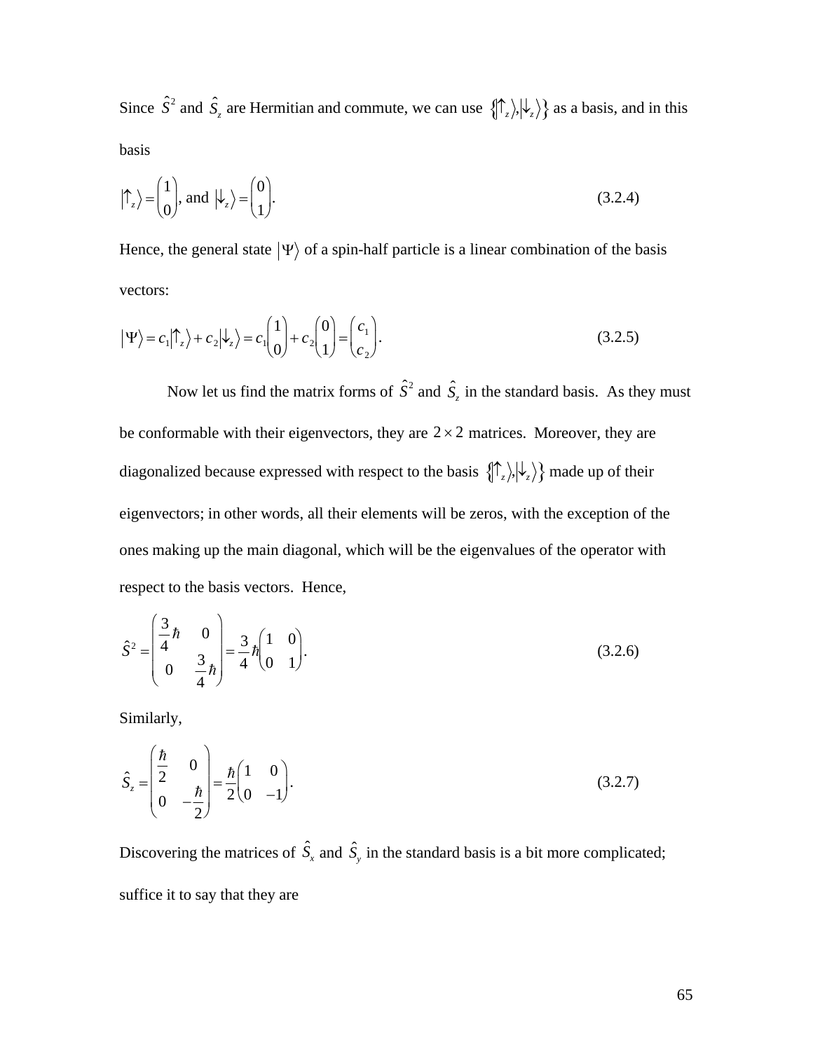Since $\hat{S}^2$ and $\hat{S}_z$ are Hermitian and commute, we can use $\{|\uparrow_z\rangle, |\downarrow_z\rangle\}$ as a basis, and in this basis

$$|\uparrow_z\rangle = \begin{pmatrix} 1 \\ 0 \end{pmatrix}, \text{ and } |\downarrow_z\rangle = \begin{pmatrix} 0 \\ 1 \end{pmatrix}. \tag{3.2.4}$$

Hence, the general state $|\Psi\rangle$ of a spin-half particle is a linear combination of the basis vectors:

$$|\Psi\rangle = c_1|\uparrow_z\rangle + c_2|\downarrow_z\rangle = c_1\begin{pmatrix} 1 \\ 0 \end{pmatrix} + c_2\begin{pmatrix} 0 \\ 1 \end{pmatrix} = \begin{pmatrix} c_1 \\ c_2 \end{pmatrix}. \tag{3.2.5}$$

Now let us find the matrix forms of $\hat{S}^2$ and $\hat{S}_z$ in the standard basis. As they must be conformable with their eigenvectors, they are $2 \times 2$ matrices. Moreover, they are diagonalized because expressed with respect to the basis $\{|\uparrow_z\rangle, |\downarrow_z\rangle\}$ made up of their eigenvectors; in other words, all their elements will be zeros, with the exception of the ones making up the main diagonal, which will be the eigenvalues of the operator with respect to the basis vectors. Hence,

$$\hat{S}^2 = \begin{pmatrix} \frac{3}{4}\hbar & 0 \\ 0 & \frac{3}{4}\hbar \end{pmatrix} = \frac{3}{4}\hbar\begin{pmatrix} 1 & 0 \\ 0 & 1 \end{pmatrix}. \tag{3.2.6}$$

Similarly,

$$\hat{S}_z = \begin{pmatrix} \frac{\hbar}{2} & 0 \\ 0 & -\frac{\hbar}{2} \end{pmatrix} = \frac{\hbar}{2}\begin{pmatrix} 1 & 0 \\ 0 & -1 \end{pmatrix}. \tag{3.2.7}$$

Discovering the matrices of $\hat{S}_x$ and $\hat{S}_y$ in the standard basis is a bit more complicated; suffice it to say that they are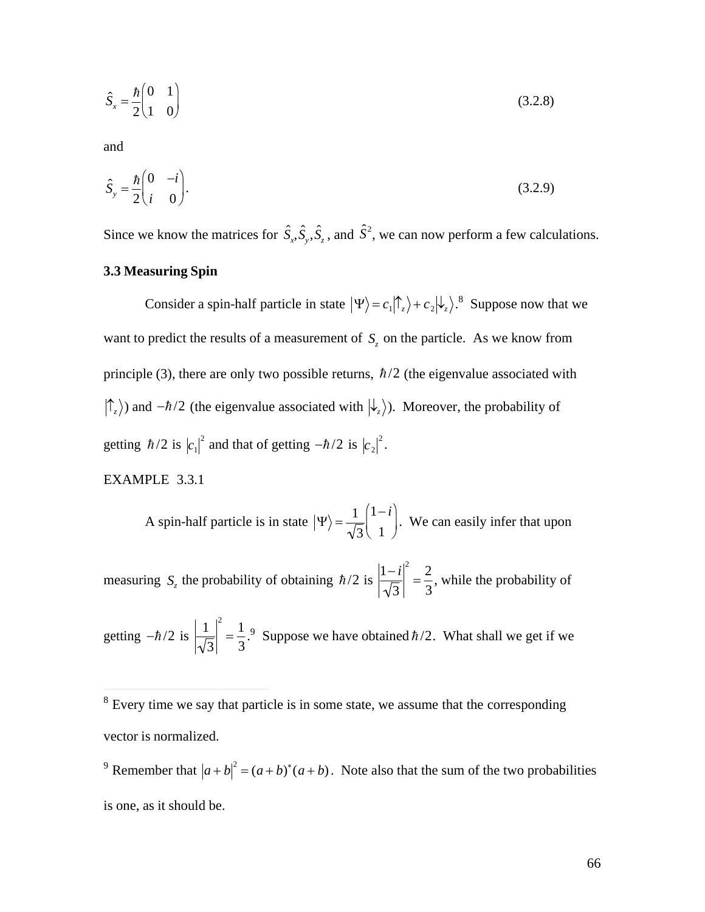$$\hat{S}_x = \frac{\hbar}{2}\begin{pmatrix} 0 & 1 \\ 1 & 0 \end{pmatrix} \tag{3.2.8}$$

and

$$\hat{S}_y = \frac{\hbar}{2}\begin{pmatrix} 0 & -i \\ i & 0 \end{pmatrix}. \tag{3.2.9}$$

Since we know the matrices for $\hat{S}_x, \hat{S}_y, \hat{S}_z$, and $\hat{S}^2$, we can now perform a few calculations.

### 3.3 Measuring Spin

Consider a spin-half particle in state $|\Psi\rangle = c_1|\uparrow_z\rangle + c_2|\downarrow_z\rangle$.[8] Suppose now that we want to predict the results of a measurement of $S_z$ on the particle. As we know from principle (3), there are only two possible returns, $\hbar/2$ (the eigenvalue associated with $|\uparrow_z\rangle$) and $-\hbar/2$ (the eigenvalue associated with $|\downarrow_z\rangle$). Moreover, the probability of getting $\hbar/2$ is $|c_1|^2$ and that of getting $-\hbar/2$ is $|c_2|^2$.

EXAMPLE 3.3.1

A spin-half particle is in state $|\Psi\rangle = \frac{1}{\sqrt{3}}\begin{pmatrix} 1-i \\ 1 \end{pmatrix}$. We can easily infer that upon measuring $S_z$ the probability of obtaining $\hbar/2$ is $\left|\frac{1-i}{\sqrt{3}}\right|^2 = \frac{2}{3}$, while the probability of getting $-\hbar/2$ is $\left|\frac{1}{\sqrt{3}}\right|^2 = \frac{1}{3}$.[9] Suppose we have obtained $\hbar/2$. What shall we get if we

---

[8] Every time we say that particle is in some state, we assume that the corresponding vector is normalized.

[9] Remember that $|a+b|^2 = (a+b)^*(a+b)$. Note also that the sum of the two probabilities is one, as it should be.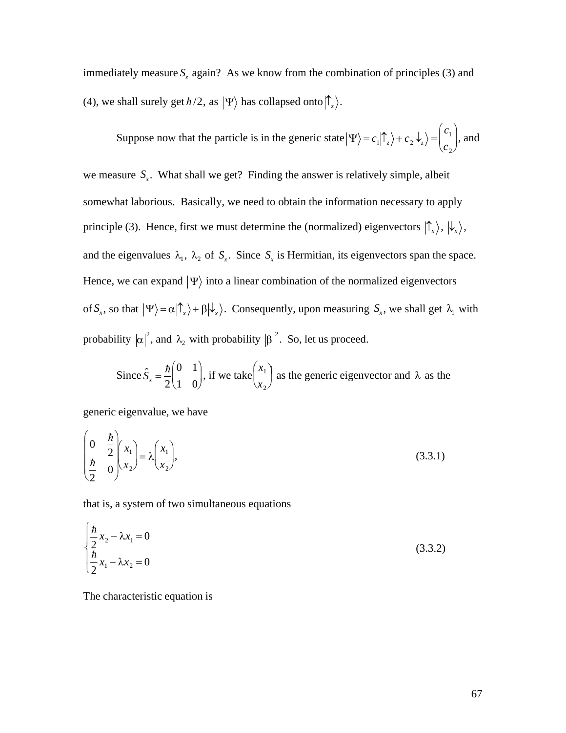immediately measure $S_z$ again? As we know from the combination of principles (3) and (4), we shall surely get $\hbar/2$, as $|\Psi\rangle$ has collapsed onto $|\uparrow_z\rangle$.

Suppose now that the particle is in the generic state $|\Psi\rangle = c_1|\uparrow_z\rangle + c_2|\downarrow_z\rangle = \begin{pmatrix} c_1 \\ c_2 \end{pmatrix}$, and we measure $S_x$. What shall we get? Finding the answer is relatively simple, albeit somewhat laborious. Basically, we need to obtain the information necessary to apply principle (3). Hence, first we must determine the (normalized) eigenvectors $|\uparrow_x\rangle$, $|\downarrow_x\rangle$, and the eigenvalues $\lambda_1$, $\lambda_2$ of $S_x$. Since $S_x$ is Hermitian, its eigenvectors span the space. Hence, we can expand $|\Psi\rangle$ into a linear combination of the normalized eigenvectors of $S_x$, so that $|\Psi\rangle = \alpha|\uparrow_x\rangle + \beta|\downarrow_x\rangle$. Consequently, upon measuring $S_x$, we shall get $\lambda_1$ with probability $|\alpha|^2$, and $\lambda_2$ with probability $|\beta|^2$. So, let us proceed.

Since $\hat{S}_x = \dfrac{\hbar}{2}\begin{pmatrix} 0 & 1 \\ 1 & 0 \end{pmatrix}$, if we take $\begin{pmatrix} x_1 \\ x_2 \end{pmatrix}$ as the generic eigenvector and $\lambda$ as the generic eigenvalue, we have

$$\begin{pmatrix} 0 & \dfrac{\hbar}{2} \\ \dfrac{\hbar}{2} & 0 \end{pmatrix}\begin{pmatrix} x_1 \\ x_2 \end{pmatrix} = \lambda\begin{pmatrix} x_1 \\ x_2 \end{pmatrix}, \tag{3.3.1}$$

that is, a system of two simultaneous equations

$$\begin{cases} \dfrac{\hbar}{2}x_2 - \lambda x_1 = 0 \\ \dfrac{\hbar}{2}x_1 - \lambda x_2 = 0 \end{cases} \tag{3.3.2}$$

The characteristic equation is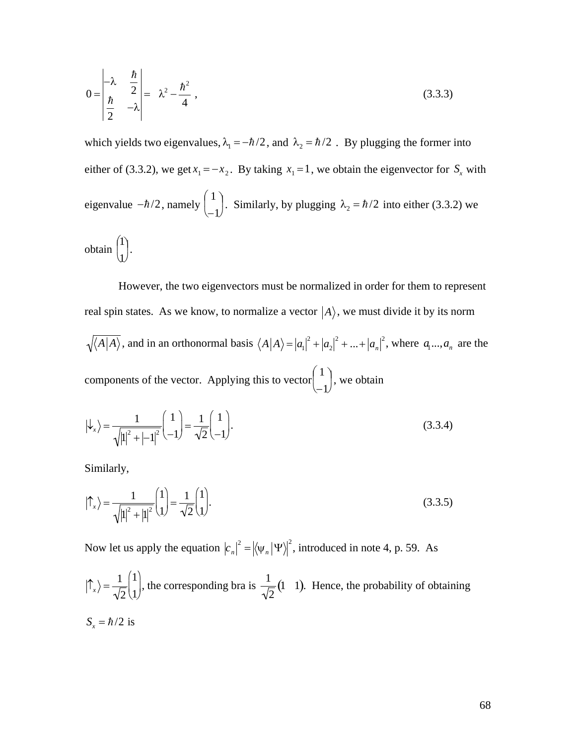$$0 = \begin{vmatrix} -\lambda & \frac{\hbar}{2} \\ \frac{\hbar}{2} & -\lambda \end{vmatrix} = \lambda^2 - \frac{\hbar^2}{4} , \tag{3.3.3}$$

which yields two eigenvalues, $\lambda_1 = -\hbar/2$, and $\lambda_2 = \hbar/2$. By plugging the former into either of (3.3.2), we get $x_1 = -x_2$. By taking $x_1 = 1$, we obtain the eigenvector for $S_x$ with eigenvalue $-\hbar/2$, namely $\begin{pmatrix} 1 \\ -1 \end{pmatrix}$. Similarly, by plugging $\lambda_2 = \hbar/2$ into either (3.3.2) we obtain $\begin{pmatrix} 1 \\ 1 \end{pmatrix}$.

However, the two eigenvectors must be normalized in order for them to represent real spin states. As we know, to normalize a vector $|A\rangle$, we must divide it by its norm $\sqrt{\langle A|A\rangle}$, and in an orthonormal basis $\langle A|A\rangle = |a_1|^2 + |a_2|^2 + ... + |a_n|^2$, where $a_1 ..., a_n$ are the components of the vector. Applying this to vector $\begin{pmatrix} 1 \\ -1 \end{pmatrix}$, we obtain

$$|\downarrow_x\rangle = \frac{1}{\sqrt{|1|^2 + |-1|^2}} \begin{pmatrix} 1 \\ -1 \end{pmatrix} = \frac{1}{\sqrt{2}} \begin{pmatrix} 1 \\ -1 \end{pmatrix}. \tag{3.3.4}$$

Similarly,

$$|\uparrow_x\rangle = \frac{1}{\sqrt{|1|^2 + |1|^2}} \begin{pmatrix} 1 \\ 1 \end{pmatrix} = \frac{1}{\sqrt{2}} \begin{pmatrix} 1 \\ 1 \end{pmatrix}. \tag{3.3.5}$$

Now let us apply the equation $|c_n|^2 = |\langle \psi_n | \Psi \rangle|^2$, introduced in note 4, p. 59. As $|\uparrow_x\rangle = \frac{1}{\sqrt{2}} \begin{pmatrix} 1 \\ 1 \end{pmatrix}$, the corresponding bra is $\frac{1}{\sqrt{2}} \begin{pmatrix} 1 & 1 \end{pmatrix}$. Hence, the probability of obtaining $S_x = \hbar/2$ is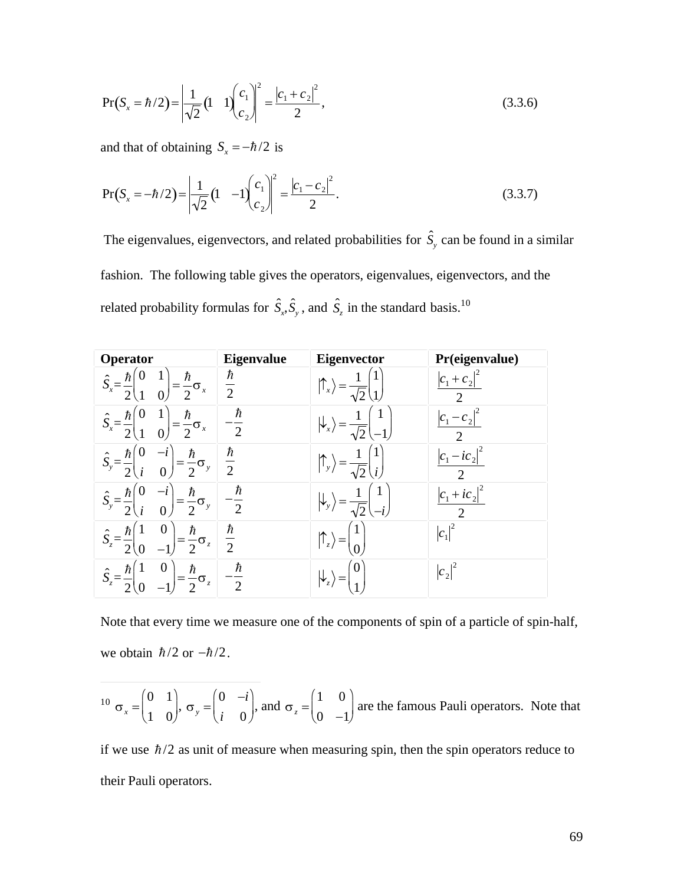$$\Pr(S_x = \hbar/2) = \left| \frac{1}{\sqrt{2}} \begin{pmatrix} 1 & 1 \end{pmatrix} \begin{pmatrix} c_1 \\ c_2 \end{pmatrix} \right|^2 = \frac{|c_1 + c_2|^2}{2}, \tag{3.3.6}$$

and that of obtaining $S_x = -\hbar/2$ is

$$\Pr(S_x = -\hbar/2) = \left| \frac{1}{\sqrt{2}} \begin{pmatrix} 1 & -1 \end{pmatrix} \begin{pmatrix} c_1 \\ c_2 \end{pmatrix} \right|^2 = \frac{|c_1 - c_2|^2}{2}. \tag{3.3.7}$$

The eigenvalues, eigenvectors, and related probabilities for $\hat{S}_y$ can be found in a similar fashion. The following table gives the operators, eigenvalues, eigenvectors, and the related probability formulas for $\hat{S}_x, \hat{S}_y$, and $\hat{S}_z$ in the standard basis.[10]

| **Operator** | **Eigenvalue** | **Eigenvector** | **Pr(eigenvalue)** |
|---|---|---|---|
| $\hat{S}_x = \frac{\hbar}{2}\begin{pmatrix} 0 & 1 \\ 1 & 0 \end{pmatrix} = \frac{\hbar}{2}\sigma_x$ | $\frac{\hbar}{2}$ | $\lvert\uparrow_x\rangle = \frac{1}{\sqrt{2}}\begin{pmatrix} 1 \\ 1 \end{pmatrix}$ | $\frac{\lvert c_1 + c_2\rvert^2}{2}$ |
| $\hat{S}_x = \frac{\hbar}{2}\begin{pmatrix} 0 & 1 \\ 1 & 0 \end{pmatrix} = \frac{\hbar}{2}\sigma_x$ | $-\frac{\hbar}{2}$ | $\lvert\downarrow_x\rangle = \frac{1}{\sqrt{2}}\begin{pmatrix} 1 \\ -1 \end{pmatrix}$ | $\frac{\lvert c_1 - c_2\rvert^2}{2}$ |
| $\hat{S}_y = \frac{\hbar}{2}\begin{pmatrix} 0 & -i \\ i & 0 \end{pmatrix} = \frac{\hbar}{2}\sigma_y$ | $\frac{\hbar}{2}$ | $\lvert\uparrow_y\rangle = \frac{1}{\sqrt{2}}\begin{pmatrix} 1 \\ i \end{pmatrix}$ | $\frac{\lvert c_1 - ic_2\rvert^2}{2}$ |
| $\hat{S}_y = \frac{\hbar}{2}\begin{pmatrix} 0 & -i \\ i & 0 \end{pmatrix} = \frac{\hbar}{2}\sigma_y$ | $-\frac{\hbar}{2}$ | $\lvert\downarrow_y\rangle = \frac{1}{\sqrt{2}}\begin{pmatrix} 1 \\ -i \end{pmatrix}$ | $\frac{\lvert c_1 + ic_2\rvert^2}{2}$ |
| $\hat{S}_z = \frac{\hbar}{2}\begin{pmatrix} 1 & 0 \\ 0 & -1 \end{pmatrix} = \frac{\hbar}{2}\sigma_z$ | $\frac{\hbar}{2}$ | $\lvert\uparrow_z\rangle = \begin{pmatrix} 1 \\ 0 \end{pmatrix}$ | $\lvert c_1\rvert^2$ |
| $\hat{S}_z = \frac{\hbar}{2}\begin{pmatrix} 1 & 0 \\ 0 & -1 \end{pmatrix} = \frac{\hbar}{2}\sigma_z$ | $-\frac{\hbar}{2}$ | $\lvert\downarrow_z\rangle = \begin{pmatrix} 0 \\ 1 \end{pmatrix}$ | $\lvert c_2\rvert^2$ |

Note that every time we measure one of the components of spin of a particle of spin-half, we obtain $\hbar/2$ or $-\hbar/2$.

---

[10] $\sigma_x = \begin{pmatrix} 0 & 1 \\ 1 & 0 \end{pmatrix}$, $\sigma_y = \begin{pmatrix} 0 & -i \\ i & 0 \end{pmatrix}$, and $\sigma_z = \begin{pmatrix} 1 & 0 \\ 0 & -1 \end{pmatrix}$ are the famous Pauli operators. Note that if we use $\hbar/2$ as unit of measure when measuring spin, then the spin operators reduce to their Pauli operators.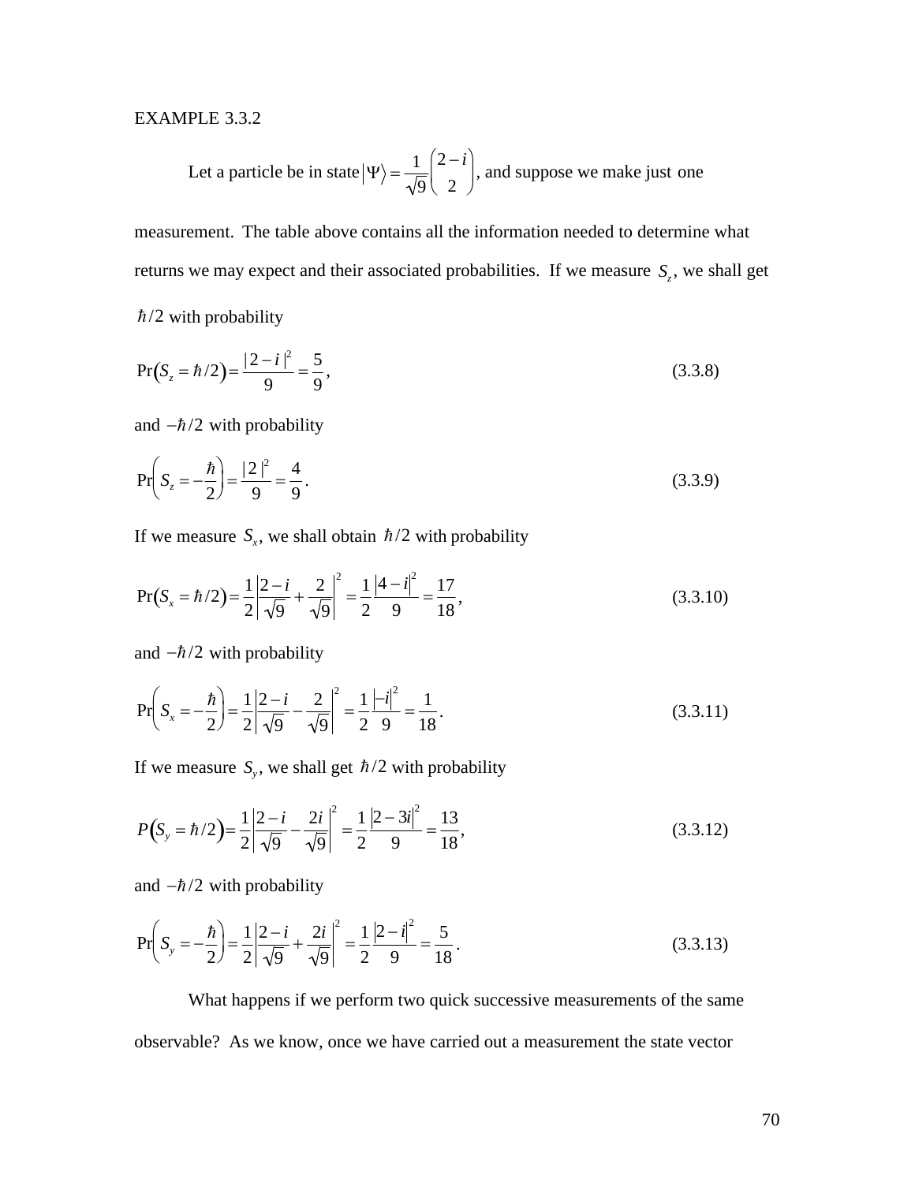EXAMPLE 3.3.2

Let a particle be in state $|\Psi\rangle = \frac{1}{\sqrt{9}}\begin{pmatrix} 2-i \\ 2 \end{pmatrix}$, and suppose we make just one measurement. The table above contains all the information needed to determine what returns we may expect and their associated probabilities. If we measure $S_z$, we shall get $\hbar/2$ with probability

$$\Pr(S_z = \hbar/2) = \frac{|2-i|^2}{9} = \frac{5}{9}, \tag{3.3.8}$$

and $-\hbar/2$ with probability

$$\Pr\left(S_z = -\frac{\hbar}{2}\right) = \frac{|2|^2}{9} = \frac{4}{9}. \tag{3.3.9}$$

If we measure $S_x$, we shall obtain $\hbar/2$ with probability

$$\Pr(S_x = \hbar/2) = \frac{1}{2}\left|\frac{2-i}{\sqrt{9}} + \frac{2}{\sqrt{9}}\right|^2 = \frac{1}{2}\frac{|4-i|^2}{9} = \frac{17}{18}, \tag{3.3.10}$$

and $-\hbar/2$ with probability

$$\Pr\left(S_x = -\frac{\hbar}{2}\right) = \frac{1}{2}\left|\frac{2-i}{\sqrt{9}} - \frac{2}{\sqrt{9}}\right|^2 = \frac{1}{2}\frac{|-i|^2}{9} = \frac{1}{18}. \tag{3.3.11}$$

If we measure $S_y$, we shall get $\hbar/2$ with probability

$$P(S_y = \hbar/2) = \frac{1}{2}\left|\frac{2-i}{\sqrt{9}} - \frac{2i}{\sqrt{9}}\right|^2 = \frac{1}{2}\frac{|2-3i|^2}{9} = \frac{13}{18}, \tag{3.3.12}$$

and $-\hbar/2$ with probability

$$\Pr\left(S_y = -\frac{\hbar}{2}\right) = \frac{1}{2}\left|\frac{2-i}{\sqrt{9}} + \frac{2i}{\sqrt{9}}\right|^2 = \frac{1}{2}\frac{|2-i|^2}{9} = \frac{5}{18}. \tag{3.3.13}$$

What happens if we perform two quick successive measurements of the same observable? As we know, once we have carried out a measurement the state vector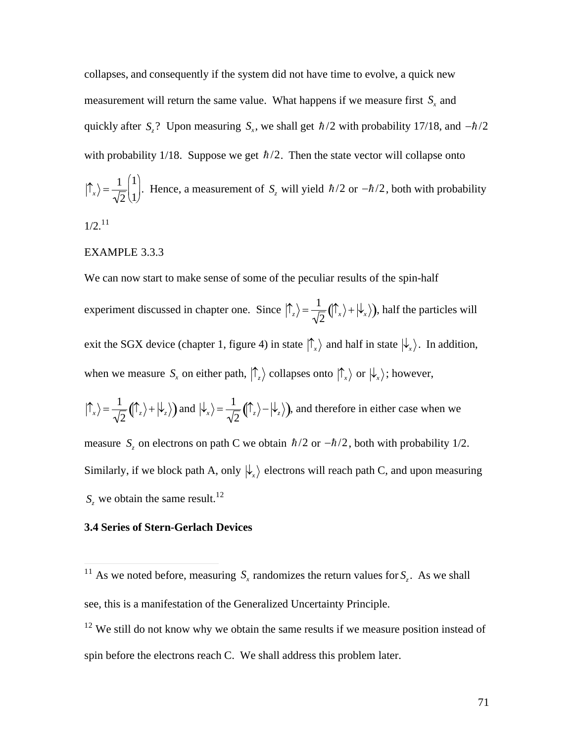collapses, and consequently if the system did not have time to evolve, a quick new measurement will return the same value. What happens if we measure first $S_x$ and quickly after $S_z$? Upon measuring $S_x$, we shall get $\hbar/2$ with probability 17/18, and $-\hbar/2$ with probability 1/18. Suppose we get $\hbar/2$. Then the state vector will collapse onto $\left|\uparrow_x\right\rangle = \frac{1}{\sqrt{2}}\begin{pmatrix}1\\1\end{pmatrix}$. Hence, a measurement of $S_z$ will yield $\hbar/2$ or $-\hbar/2$, both with probability 1/2.[11]

EXAMPLE 3.3.3

We can now start to make sense of some of the peculiar results of the spin-half experiment discussed in chapter one. Since $\left|\uparrow_z\right\rangle = \frac{1}{\sqrt{2}}\left(\left|\uparrow_x\right\rangle + \left|\downarrow_x\right\rangle\right)$, half the particles will exit the SGX device (chapter 1, figure 4) in state $\left|\uparrow_x\right\rangle$ and half in state $\left|\downarrow_x\right\rangle$. In addition, when we measure $S_x$ on either path, $\left|\uparrow_z\right\rangle$ collapses onto $\left|\uparrow_x\right\rangle$ or $\left|\downarrow_x\right\rangle$; however, $\left|\uparrow_x\right\rangle = \frac{1}{\sqrt{2}}\left(\left|\uparrow_z\right\rangle + \left|\downarrow_z\right\rangle\right)$ and $\left|\downarrow_x\right\rangle = \frac{1}{\sqrt{2}}\left(\left|\uparrow_z\right\rangle - \left|\downarrow_z\right\rangle\right)$, and therefore in either case when we measure $S_z$ on electrons on path C we obtain $\hbar/2$ or $-\hbar/2$, both with probability 1/2. Similarly, if we block path A, only $\left|\downarrow_x\right\rangle$ electrons will reach path C, and upon measuring $S_z$ we obtain the same result.[12]

### 3.4 Series of Stern-Gerlach Devices

---

[11] As we noted before, measuring $S_x$ randomizes the return values for $S_z$. As we shall see, this is a manifestation of the Generalized Uncertainty Principle.

[12] We still do not know why we obtain the same results if we measure position instead of spin before the electrons reach C. We shall address this problem later.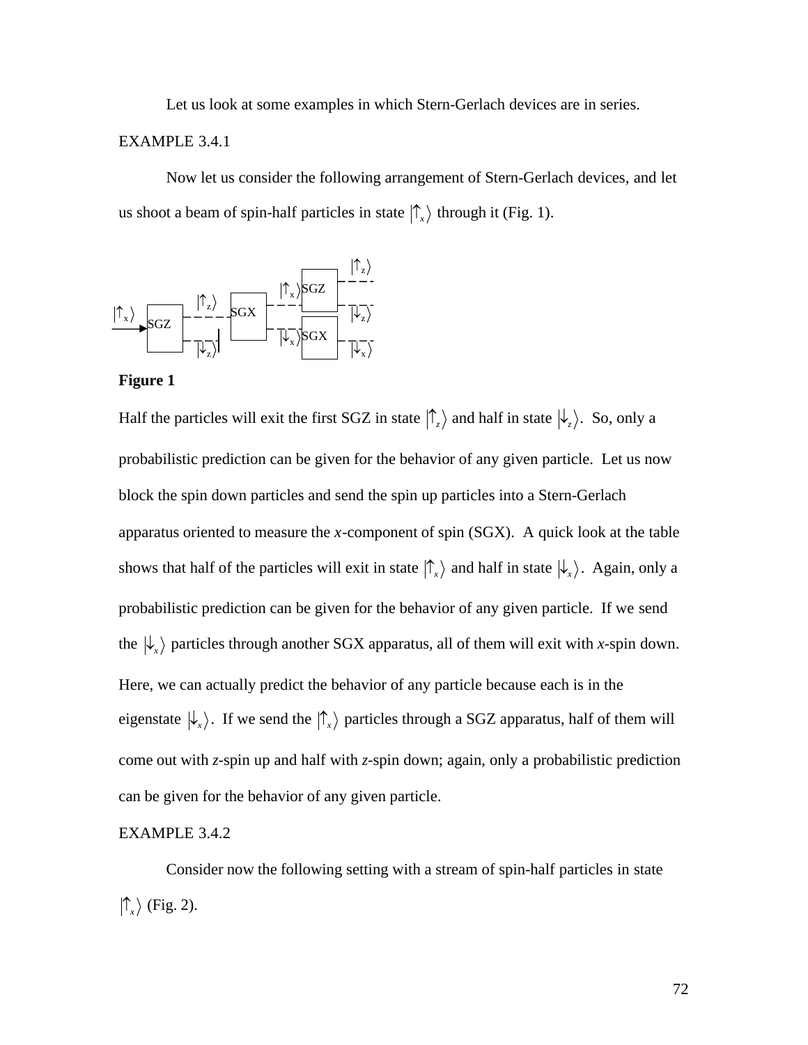Let us look at some examples in which Stern-Gerlach devices are in series.

EXAMPLE 3.4.1

Now let us consider the following arrangement of Stern-Gerlach devices, and let us shoot a beam of spin-half particles in state $|\uparrow_x\rangle$ through it (Fig. 1).

**Figure 1**

Half the particles will exit the first SGZ in state $|\uparrow_z\rangle$ and half in state $|\downarrow_z\rangle$. So, only a probabilistic prediction can be given for the behavior of any given particle. Let us now block the spin down particles and send the spin up particles into a Stern-Gerlach apparatus oriented to measure the *x*-component of spin (SGX). A quick look at the table shows that half of the particles will exit in state $|\uparrow_x\rangle$ and half in state $|\downarrow_x\rangle$. Again, only a probabilistic prediction can be given for the behavior of any given particle. If we send the $|\downarrow_x\rangle$ particles through another SGX apparatus, all of them will exit with *x*-spin down. Here, we can actually predict the behavior of any particle because each is in the eigenstate $|\downarrow_x\rangle$. If we send the $|\uparrow_x\rangle$ particles through a SGZ apparatus, half of them will come out with *z*-spin up and half with *z*-spin down; again, only a probabilistic prediction can be given for the behavior of any given particle.

EXAMPLE 3.4.2

Consider now the following setting with a stream of spin-half particles in state $|\uparrow_x\rangle$ (Fig. 2).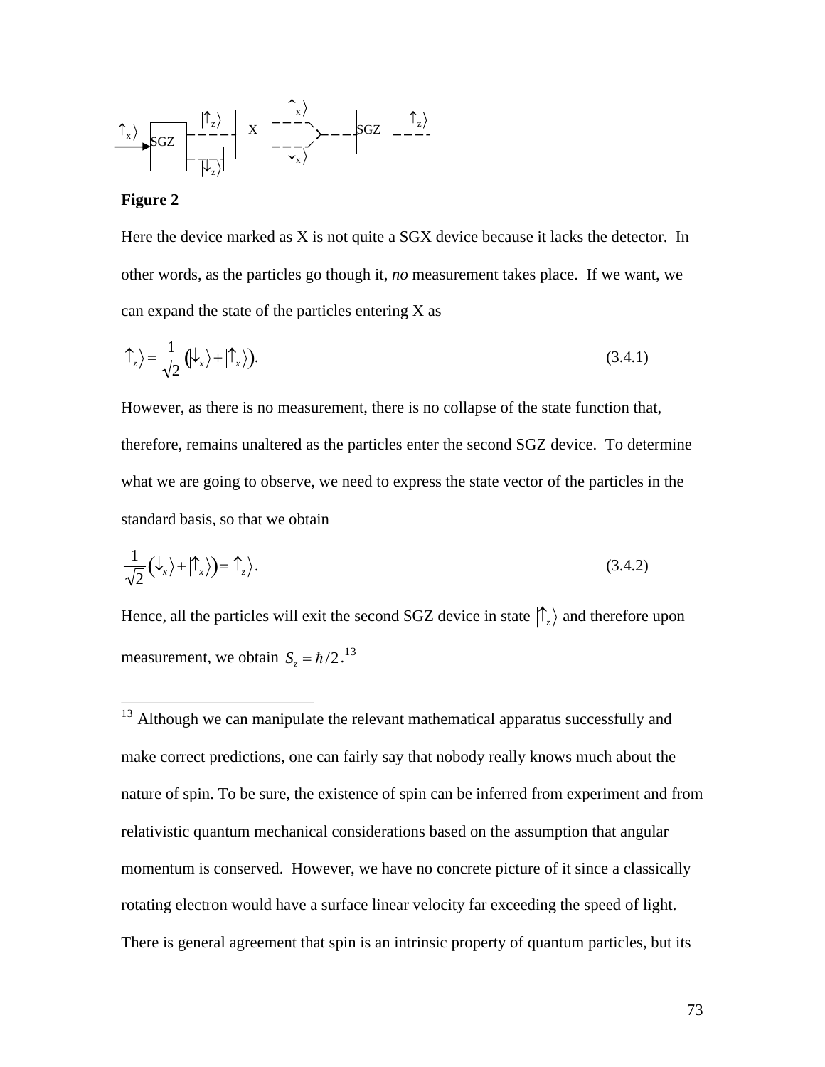**Figure 2**

Here the device marked as X is not quite a SGX device because it lacks the detector. In other words, as the particles go though it, *no* measurement takes place. If we want, we can expand the state of the particles entering X as

$$|\uparrow_z\rangle = \frac{1}{\sqrt{2}}\left(|\downarrow_x\rangle + |\uparrow_x\rangle\right). \tag{3.4.1}$$

However, as there is no measurement, there is no collapse of the state function that, therefore, remains unaltered as the particles enter the second SGZ device. To determine what we are going to observe, we need to express the state vector of the particles in the standard basis, so that we obtain

$$\frac{1}{\sqrt{2}}\left(|\downarrow_x\rangle + |\uparrow_x\rangle\right) = |\uparrow_z\rangle. \tag{3.4.2}$$

Hence, all the particles will exit the second SGZ device in state $|\uparrow_z\rangle$ and therefore upon measurement, we obtain $S_z = \hbar/2$.[13]

---

[13] Although we can manipulate the relevant mathematical apparatus successfully and make correct predictions, one can fairly say that nobody really knows much about the nature of spin. To be sure, the existence of spin can be inferred from experiment and from relativistic quantum mechanical considerations based on the assumption that angular momentum is conserved. However, we have no concrete picture of it since a classically rotating electron would have a surface linear velocity far exceeding the speed of light. There is general agreement that spin is an intrinsic property of quantum particles, but its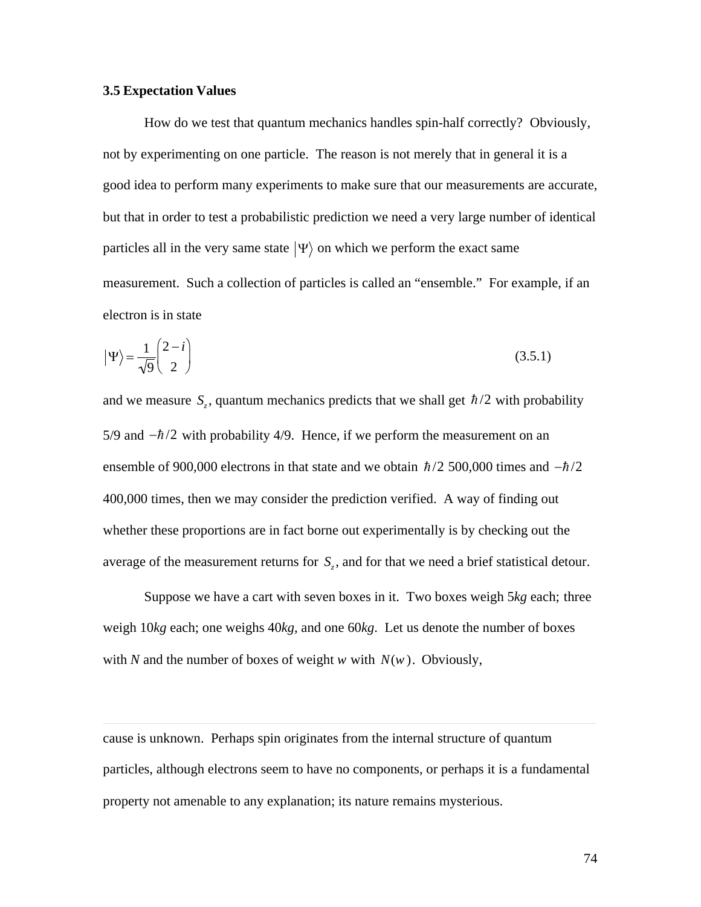### 3.5 Expectation Values

How do we test that quantum mechanics handles spin-half correctly? Obviously, not by experimenting on one particle. The reason is not merely that in general it is a good idea to perform many experiments to make sure that our measurements are accurate, but that in order to test a probabilistic prediction we need a very large number of identical particles all in the very same state $|\Psi\rangle$ on which we perform the exact same measurement. Such a collection of particles is called an "ensemble." For example, if an electron is in state

$$|\Psi\rangle = \frac{1}{\sqrt{9}}\begin{pmatrix} 2-i \\ 2 \end{pmatrix} \tag{3.5.1}$$

and we measure $S_z$, quantum mechanics predicts that we shall get $\hbar/2$ with probability 5/9 and $-\hbar/2$ with probability 4/9. Hence, if we perform the measurement on an ensemble of 900,000 electrons in that state and we obtain $\hbar/2$ 500,000 times and $-\hbar/2$ 400,000 times, then we may consider the prediction verified. A way of finding out whether these proportions are in fact borne out experimentally is by checking out the average of the measurement returns for $S_z$, and for that we need a brief statistical detour.

Suppose we have a cart with seven boxes in it. Two boxes weigh 5*kg* each; three weigh 10*kg* each; one weighs 40*kg*, and one 60*kg*. Let us denote the number of boxes with *N* and the number of boxes of weight *w* with $N(w)$. Obviously,

---

cause is unknown. Perhaps spin originates from the internal structure of quantum particles, although electrons seem to have no components, or perhaps it is a fundamental property not amenable to any explanation; its nature remains mysterious.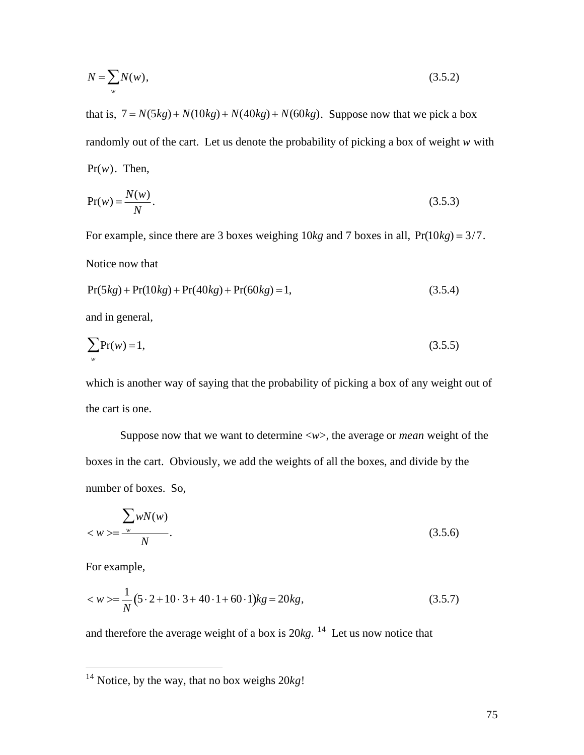$$N = \sum_{w} N(w), \tag{3.5.2}$$

that is, $7 = N(5kg) + N(10kg) + N(40kg) + N(60kg)$. Suppose now that we pick a box randomly out of the cart. Let us denote the probability of picking a box of weight *w* with $\Pr(w)$. Then,

$$\Pr(w) = \frac{N(w)}{N}. \tag{3.5.3}$$

For example, since there are 3 boxes weighing 10*kg* and 7 boxes in all, $\Pr(10kg) = 3/7$.

Notice now that

$$\Pr(5kg) + \Pr(10kg) + \Pr(40kg) + \Pr(60kg) = 1, \tag{3.5.4}$$

and in general,

$$\sum_{w} \Pr(w) = 1, \tag{3.5.5}$$

which is another way of saying that the probability of picking a box of any weight out of the cart is one.

Suppose now that we want to determine <*w*>, the average or *mean* weight of the boxes in the cart. Obviously, we add the weights of all the boxes, and divide by the number of boxes. So,

$$< w >= \frac{\sum_{w} wN(w)}{N}. \tag{3.5.6}$$

For example,

$$< w >= \frac{1}{N}\left(5 \cdot 2 + 10 \cdot 3 + 40 \cdot 1 + 60 \cdot 1\right)kg = 20kg, \tag{3.5.7}$$

and therefore the average weight of a box is 20*kg*. [14] Let us now notice that

---

[14] Notice, by the way, that no box weighs 20*kg*!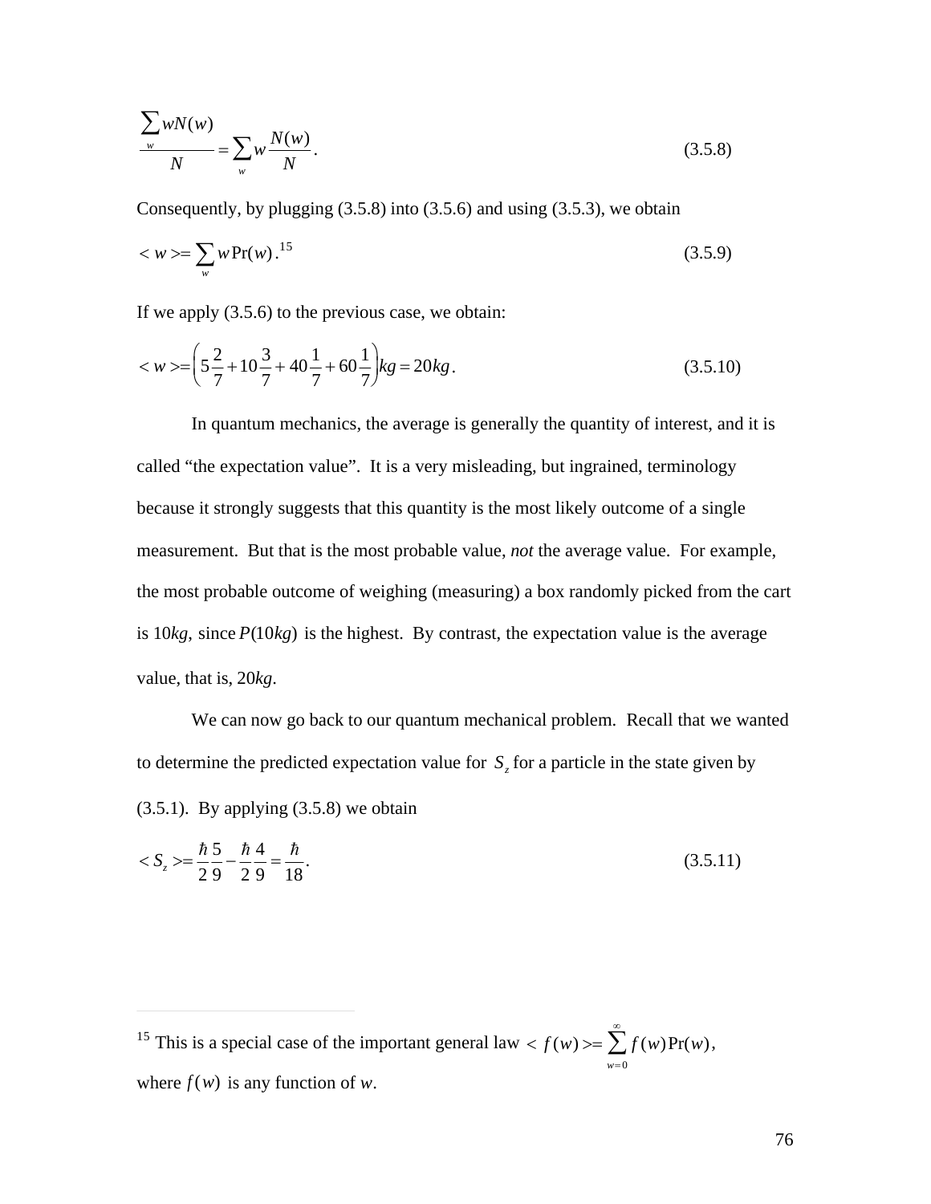$$\frac{\sum_w wN(w)}{N} = \sum_w w\frac{N(w)}{N}. \tag{3.5.8}$$

Consequently, by plugging (3.5.8) into (3.5.6) and using (3.5.3), we obtain

$$< w >= \sum_w w\Pr(w). \tag{3.5.9}$$ [15]

If we apply (3.5.6) to the previous case, we obtain:

$$< w >= \left(5\frac{2}{7} + 10\frac{3}{7} + 40\frac{1}{7} + 60\frac{1}{7}\right)kg = 20kg. \tag{3.5.10}$$

In quantum mechanics, the average is generally the quantity of interest, and it is called "the expectation value". It is a very misleading, but ingrained, terminology because it strongly suggests that this quantity is the most likely outcome of a single measurement. But that is the most probable value, *not* the average value. For example, the most probable outcome of weighing (measuring) a box randomly picked from the cart is 10*kg*, since $P(10kg)$ is the highest. By contrast, the expectation value is the average value, that is, 20*kg*.

We can now go back to our quantum mechanical problem. Recall that we wanted to determine the predicted expectation value for $S_z$ for a particle in the state given by (3.5.1). By applying (3.5.8) we obtain

$$< S_z >= \frac{\hbar}{2}\frac{5}{9} - \frac{\hbar}{2}\frac{4}{9} = \frac{\hbar}{18}. \tag{3.5.11}$$

---

[15] This is a special case of the important general law $< f(w) >= \sum_{w=0}^{\infty} f(w)\Pr(w)$, where $f(w)$ is any function of *w*.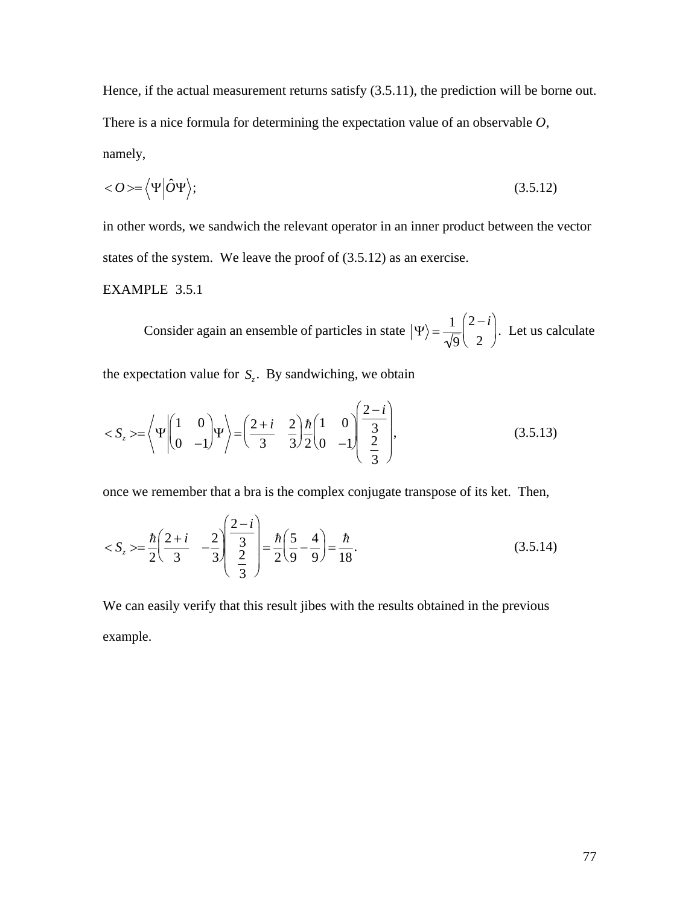Hence, if the actual measurement returns satisfy (3.5.11), the prediction will be borne out.

There is a nice formula for determining the expectation value of an observable *O*, namely,

$$< O >= \left\langle \Psi \middle| \hat{O}\Psi \right\rangle; \tag{3.5.12}$$

in other words, we sandwich the relevant operator in an inner product between the vector states of the system. We leave the proof of (3.5.12) as an exercise.

EXAMPLE 3.5.1

Consider again an ensemble of particles in state $\left|\Psi\right\rangle = \frac{1}{\sqrt{9}}\begin{pmatrix} 2-i \\ 2 \end{pmatrix}$. Let us calculate the expectation value for $S_z$. By sandwiching, we obtain

$$< S_z >= \left\langle \Psi \middle| \begin{pmatrix} 1 & 0 \\ 0 & -1 \end{pmatrix} \Psi \right\rangle = \begin{pmatrix} \frac{2+i}{3} & \frac{2}{3} \end{pmatrix} \frac{\hbar}{2} \begin{pmatrix} 1 & 0 \\ 0 & -1 \end{pmatrix} \begin{pmatrix} \frac{2-i}{3} \\ \frac{2}{3} \end{pmatrix}, \tag{3.5.13}$$

once we remember that a bra is the complex conjugate transpose of its ket. Then,

$$< S_z >= \frac{\hbar}{2} \begin{pmatrix} \frac{2+i}{3} & -\frac{2}{3} \end{pmatrix} \begin{pmatrix} \frac{2-i}{3} \\ \frac{2}{3} \end{pmatrix} = \frac{\hbar}{2}\left(\frac{5}{9} - \frac{4}{9}\right) = \frac{\hbar}{18}. \tag{3.5.14}$$

We can easily verify that this result jibes with the results obtained in the previous example.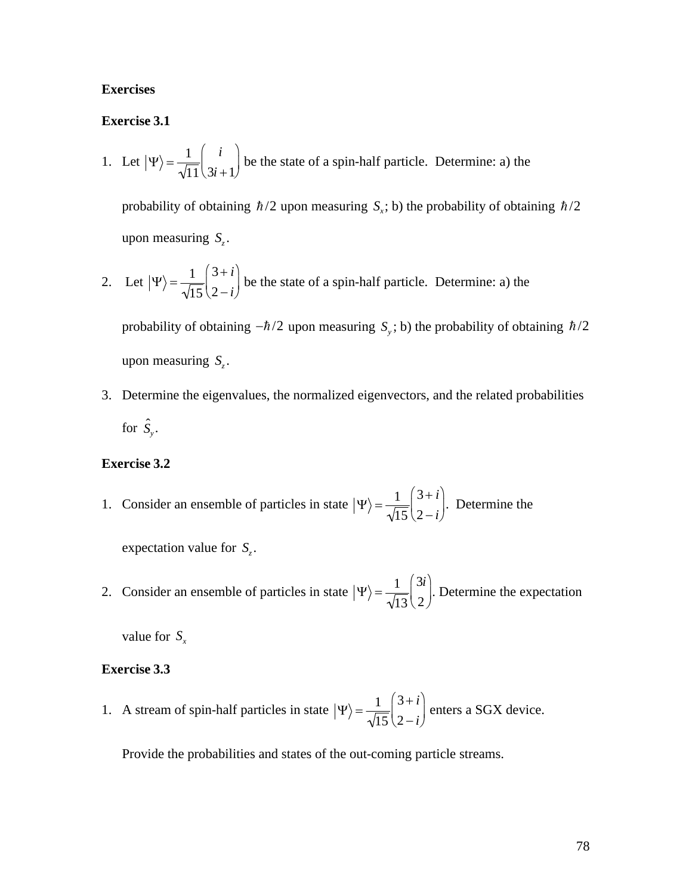**Exercises**

**Exercise 3.1**

1. Let $|\Psi\rangle = \frac{1}{\sqrt{11}}\begin{pmatrix} i \\ 3i+1 \end{pmatrix}$ be the state of a spin-half particle. Determine: a) the probability of obtaining $\hbar/2$ upon measuring $S_x$; b) the probability of obtaining $\hbar/2$ upon measuring $S_z$.

2. Let $|\Psi\rangle = \frac{1}{\sqrt{15}}\begin{pmatrix} 3+i \\ 2-i \end{pmatrix}$ be the state of a spin-half particle. Determine: a) the probability of obtaining $-\hbar/2$ upon measuring $S_y$; b) the probability of obtaining $\hbar/2$ upon measuring $S_z$.

3. Determine the eigenvalues, the normalized eigenvectors, and the related probabilities for $\hat{S}_y$.

**Exercise 3.2**

1. Consider an ensemble of particles in state $|\Psi\rangle = \frac{1}{\sqrt{15}}\begin{pmatrix} 3+i \\ 2-i \end{pmatrix}$. Determine the expectation value for $S_z$.

2. Consider an ensemble of particles in state $|\Psi\rangle = \frac{1}{\sqrt{13}}\begin{pmatrix} 3i \\ 2 \end{pmatrix}$. Determine the expectation value for $S_x$

**Exercise 3.3**

1. A stream of spin-half particles in state $|\Psi\rangle = \frac{1}{\sqrt{15}}\begin{pmatrix} 3+i \\ 2-i \end{pmatrix}$ enters a SGX device. Provide the probabilities and states of the out-coming particle streams.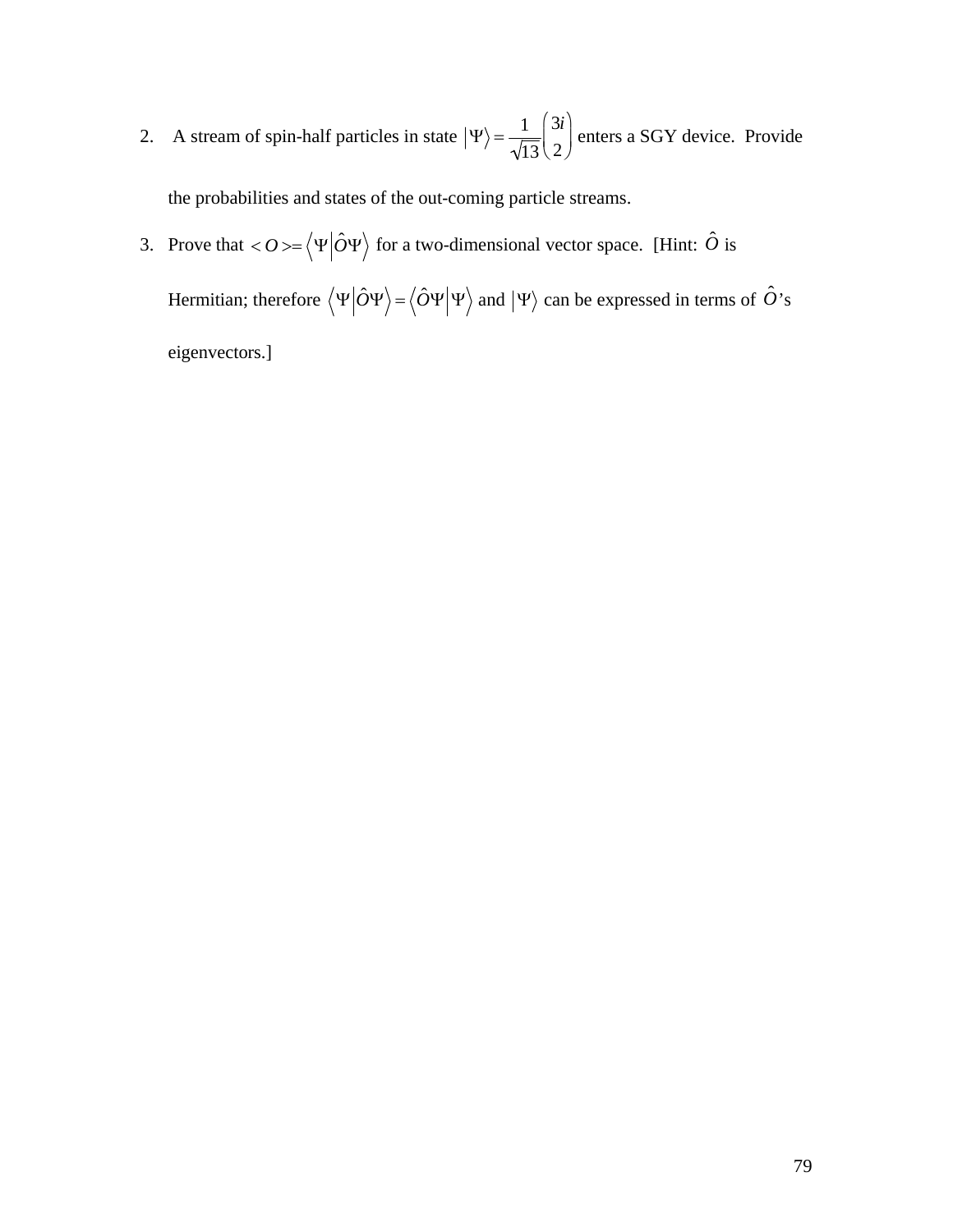2. A stream of spin-half particles in state $\left|\Psi\right\rangle = \frac{1}{\sqrt{13}}\begin{pmatrix} 3i \\ 2 \end{pmatrix}$ enters a SGY device. Provide the probabilities and states of the out-coming particle streams.

3. Prove that $<O> = \left\langle \Psi \middle| \hat{O}\Psi \right\rangle$ for a two-dimensional vector space. [Hint: $\hat{O}$ is Hermitian; therefore $\left\langle \Psi \middle| \hat{O}\Psi \right\rangle = \left\langle \hat{O}\Psi \middle| \Psi \right\rangle$ and $\left|\Psi\right\rangle$ can be expressed in terms of $\hat{O}$'s eigenvectors.]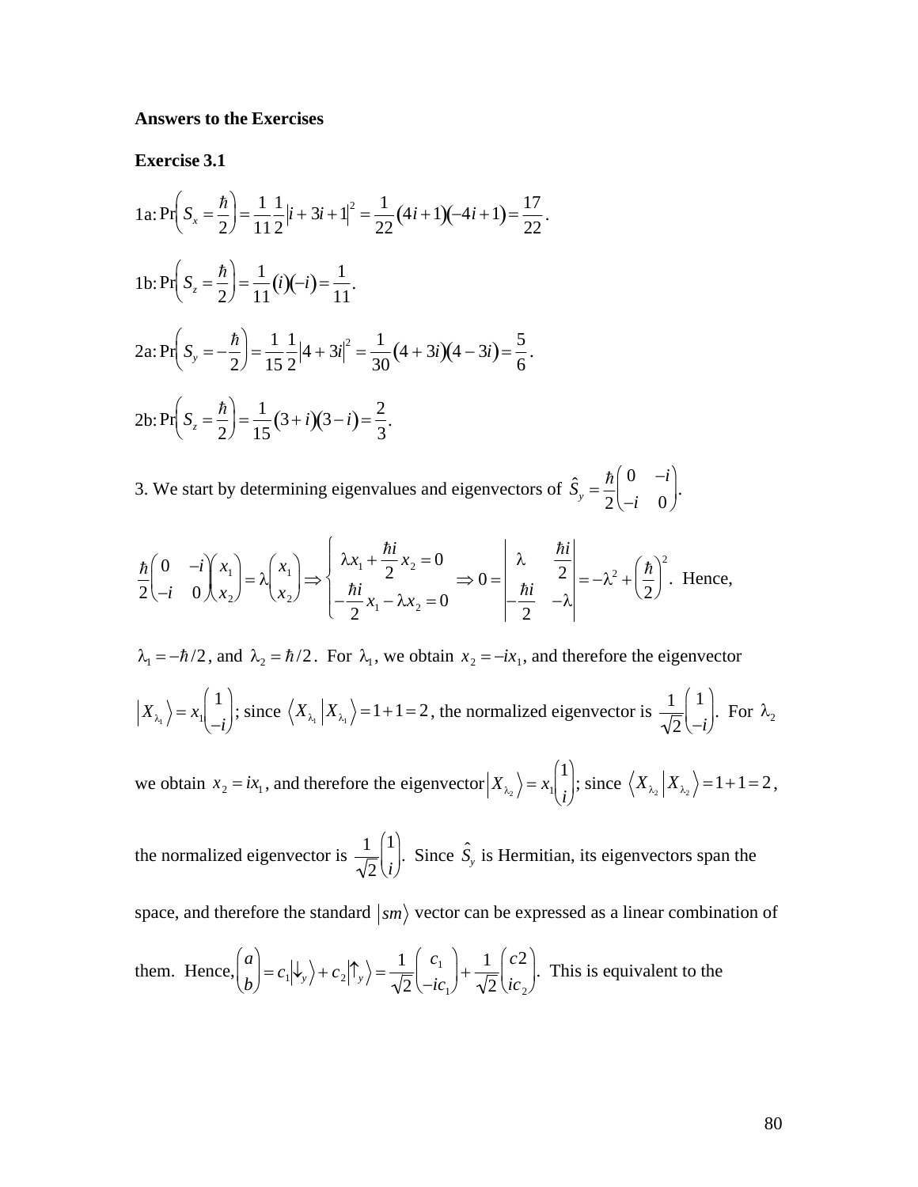**Answers to the Exercises**

**Exercise 3.1**

$$1\text{a: }\Pr\left(S_x = \frac{\hbar}{2}\right) = \frac{1}{11}\frac{1}{2}\left|i + 3i + 1\right|^2 = \frac{1}{22}(4i+1)(-4i+1) = \frac{17}{22}.$$

$$1\text{b: }\Pr\left(S_z = \frac{\hbar}{2}\right) = \frac{1}{11}(i)(-i) = \frac{1}{11}.$$

$$2\text{a: }\Pr\left(S_y = -\frac{\hbar}{2}\right) = \frac{1}{15}\frac{1}{2}\left|4 + 3i\right|^2 = \frac{1}{30}(4+3i)(4-3i) = \frac{5}{6}.$$

$$2\text{b: }\Pr\left(S_z = \frac{\hbar}{2}\right) = \frac{1}{15}(3+i)(3-i) = \frac{2}{3}.$$

3. We start by determining eigenvalues and eigenvectors of $\hat{S}_y = \frac{\hbar}{2}\begin{pmatrix} 0 & -i \\ -i & 0 \end{pmatrix}$.

$$\frac{\hbar}{2}\begin{pmatrix} 0 & -i \\ -i & 0 \end{pmatrix}\begin{pmatrix} x_1 \\ x_2 \end{pmatrix} = \lambda\begin{pmatrix} x_1 \\ x_2 \end{pmatrix} \Rightarrow \begin{cases} \lambda x_1 + \dfrac{\hbar i}{2}x_2 = 0 \\ -\dfrac{\hbar i}{2}x_1 - \lambda x_2 = 0 \end{cases} \Rightarrow 0 = \begin{vmatrix} \lambda & \dfrac{\hbar i}{2} \\ -\dfrac{\hbar i}{2} & -\lambda \end{vmatrix} = -\lambda^2 + \left(\frac{\hbar}{2}\right)^2.$$ Hence,

$\lambda_1 = -\hbar/2$, and $\lambda_2 = \hbar/2$. For $\lambda_1$, we obtain $x_2 = -ix_1$, and therefore the eigenvector $\left|X_{\lambda_1}\right\rangle = x_1\begin{pmatrix} 1 \\ -i \end{pmatrix}$; since $\left\langle X_{\lambda_1} \middle| X_{\lambda_1}\right\rangle = 1 + 1 = 2$, the normalized eigenvector is $\frac{1}{\sqrt{2}}\begin{pmatrix} 1 \\ -i \end{pmatrix}$. For $\lambda_2$ we obtain $x_2 = ix_1$, and therefore the eigenvector $\left|X_{\lambda_2}\right\rangle = x_1\begin{pmatrix} 1 \\ i \end{pmatrix}$; since $\left\langle X_{\lambda_2} \middle| X_{\lambda_2}\right\rangle = 1 + 1 = 2$, the normalized eigenvector is $\frac{1}{\sqrt{2}}\begin{pmatrix} 1 \\ i \end{pmatrix}$. Since $\hat{S}_y$ is Hermitian, its eigenvectors span the space, and therefore the standard $\left|sm\right\rangle$ vector can be expressed as a linear combination of them. Hence, $\begin{pmatrix} a \\ b \end{pmatrix} = c_1\left|\downarrow_y\right\rangle + c_2\left|\uparrow_y\right\rangle = \frac{1}{\sqrt{2}}\begin{pmatrix} c_1 \\ -ic_1 \end{pmatrix} + \frac{1}{\sqrt{2}}\begin{pmatrix} c2 \\ ic_2 \end{pmatrix}$. This is equivalent to the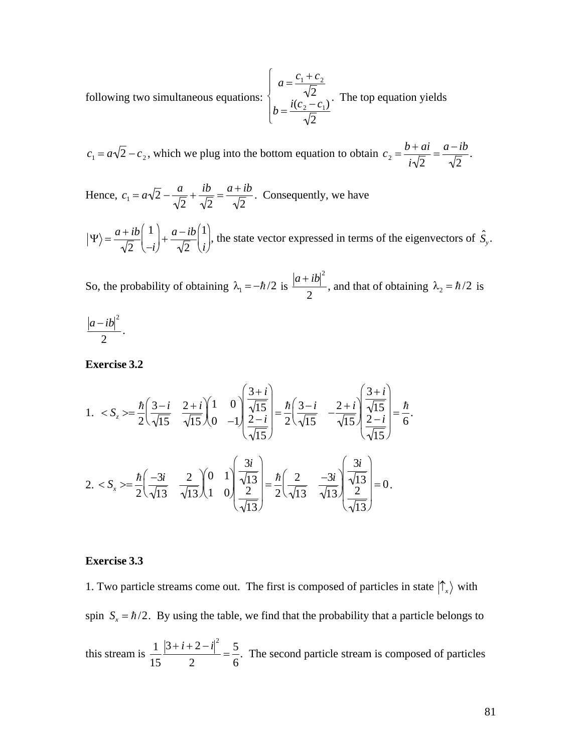following two simultaneous equations: $\begin{cases} a = \dfrac{c_1 + c_2}{\sqrt{2}} \\ b = \dfrac{i(c_2 - c_1)}{\sqrt{2}} \end{cases}$. The top equation yields

$c_1 = a\sqrt{2} - c_2$, which we plug into the bottom equation to obtain $c_2 = \dfrac{b + ai}{i\sqrt{2}} = \dfrac{a - ib}{\sqrt{2}}$.

Hence, $c_1 = a\sqrt{2} - \dfrac{a}{\sqrt{2}} + \dfrac{ib}{\sqrt{2}} = \dfrac{a + ib}{\sqrt{2}}$. Consequently, we have

$\left|\Psi\right\rangle = \dfrac{a+ib}{\sqrt{2}}\begin{pmatrix} 1 \\ -i \end{pmatrix} + \dfrac{a-ib}{\sqrt{2}}\begin{pmatrix} 1 \\ i \end{pmatrix}$, the state vector expressed in terms of the eigenvectors of $\hat{S}_y$.

So, the probability of obtaining $\lambda_1 = -\hbar/2$ is $\dfrac{\left|a+ib\right|^2}{2}$, and that of obtaining $\lambda_2 = \hbar/2$ is

$\dfrac{\left|a-ib\right|^2}{2}$.

**Exercise 3.2**

1. $$< S_z >= \frac{\hbar}{2}\begin{pmatrix} \frac{3-i}{\sqrt{15}} & \frac{2+i}{\sqrt{15}} \end{pmatrix}\begin{pmatrix} 1 & 0 \\ 0 & -1 \end{pmatrix}\begin{pmatrix} \frac{3+i}{\sqrt{15}} \\ \frac{2-i}{\sqrt{15}} \end{pmatrix} = \frac{\hbar}{2}\begin{pmatrix} \frac{3-i}{\sqrt{15}} & -\frac{2+i}{\sqrt{15}} \end{pmatrix}\begin{pmatrix} \frac{3+i}{\sqrt{15}} \\ \frac{2-i}{\sqrt{15}} \end{pmatrix} = \frac{\hbar}{6}.$$

2. $$< S_x >= \frac{\hbar}{2}\begin{pmatrix} \frac{-3i}{\sqrt{13}} & \frac{2}{\sqrt{13}} \end{pmatrix}\begin{pmatrix} 0 & 1 \\ 1 & 0 \end{pmatrix}\begin{pmatrix} \frac{3i}{\sqrt{13}} \\ \frac{2}{\sqrt{13}} \end{pmatrix} = \frac{\hbar}{2}\begin{pmatrix} \frac{2}{\sqrt{13}} & \frac{-3i}{\sqrt{13}} \end{pmatrix}\begin{pmatrix} \frac{3i}{\sqrt{13}} \\ \frac{2}{\sqrt{13}} \end{pmatrix} = 0.$$

**Exercise 3.3**

1. Two particle streams come out. The first is composed of particles in state $\left|\uparrow_x\right\rangle$ with spin $S_x = \hbar/2$. By using the table, we find that the probability that a particle belongs to this stream is $\dfrac{1}{15}\dfrac{\left|3+i+2-i\right|^2}{2} = \dfrac{5}{6}$. The second particle stream is composed of particles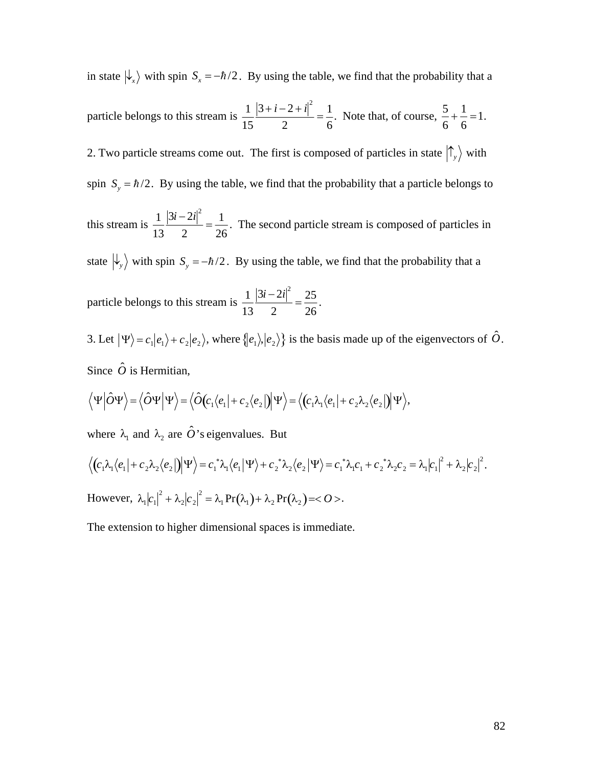in state $|\downarrow_x\rangle$ with spin $S_x = -\hbar/2$. By using the table, we find that the probability that a particle belongs to this stream is $\frac{1}{15}\frac{|3+i-2+i|^2}{2} = \frac{1}{6}$. Note that, of course, $\frac{5}{6}+\frac{1}{6}=1$.

2. Two particle streams come out. The first is composed of particles in state $|\uparrow_y\rangle$ with spin $S_y = \hbar/2$. By using the table, we find that the probability that a particle belongs to this stream is $\frac{1}{13}\frac{|3i-2i|^2}{2} = \frac{1}{26}$. The second particle stream is composed of particles in state $|\downarrow_y\rangle$ with spin $S_y = -\hbar/2$. By using the table, we find that the probability that a particle belongs to this stream is $\frac{1}{13}\frac{|3i-2i|^2}{2} = \frac{25}{26}$.

3. Let $|\Psi\rangle = c_1|e_1\rangle + c_2|e_2\rangle$, where $\{|e_1\rangle, |e_2\rangle\}$ is the basis made up of the eigenvectors of $\hat{O}$. Since $\hat{O}$ is Hermitian,

$$\langle \Psi | \hat{O}\Psi \rangle = \langle \hat{O}\Psi | \Psi \rangle = \langle \hat{O}(c_1\langle e_1| + c_2\langle e_2|) | \Psi \rangle = \langle (c_1\lambda_1\langle e_1| + c_2\lambda_2\langle e_2|) | \Psi \rangle,$$

where $\lambda_1$ and $\lambda_2$ are $\hat{O}$'s eigenvalues. But

$$\langle (c_1\lambda_1\langle e_1| + c_2\lambda_2\langle e_2|) | \Psi \rangle = c_1^*\lambda_1\langle e_1|\Psi\rangle + c_2^*\lambda_2\langle e_2|\Psi\rangle = c_1^*\lambda_1 c_1 + c_2^*\lambda_2 c_2 = \lambda_1|c_1|^2 + \lambda_2|c_2|^2.$$

However, $\lambda_1|c_1|^2 + \lambda_2|c_2|^2 = \lambda_1 \Pr(\lambda_1) + \lambda_2 \Pr(\lambda_2) = < O >$.

The extension to higher dimensional spaces is immediate.